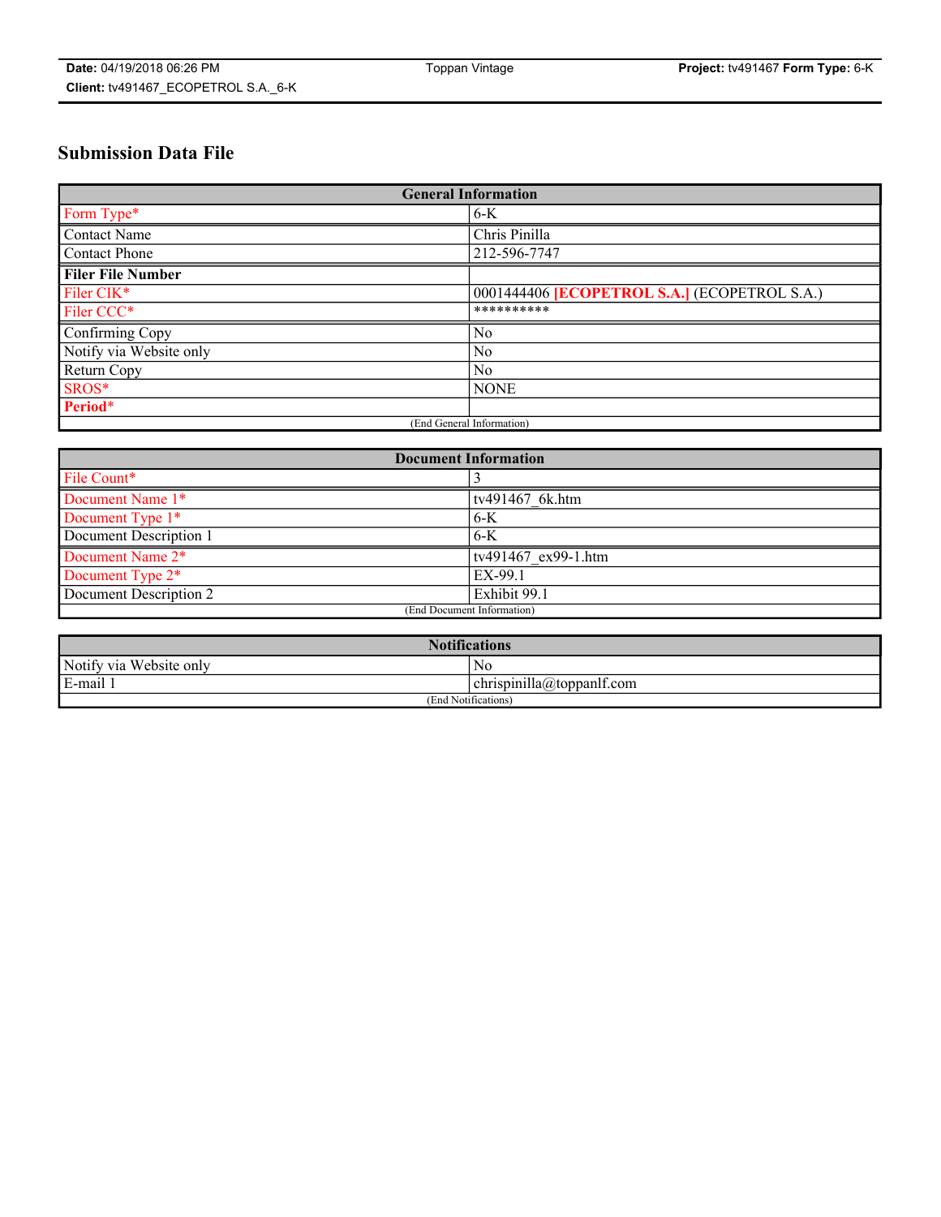# Submission Data File

| General Information | |
|---|---|
| Form Type* | 6-K |
| Contact Name | Chris Pinilla |
| Contact Phone | 212-596-7747 |
| **Filer File Number** | |
| Filer CIK* | 0001444406 **[ECOPETROL S.A.]** (ECOPETROL S.A.) |
| Filer CCC* | ********** |
| Confirming Copy | No |
| Notify via Website only | No |
| Return Copy | No |
| SROS* | NONE |
| **Period*** | |
| (End General Information) | |

| Document Information | |
|---|---|
| File Count* | 3 |
| Document Name 1* | tv491467_6k.htm |
| Document Type 1* | 6-K |
| Document Description 1 | 6-K |
| Document Name 2* | tv491467_ex99-1.htm |
| Document Type 2* | EX-99.1 |
| Document Description 2 | Exhibit 99.1 |
| (End Document Information) | |

| Notifications | |
|---|---|
| Notify via Website only | No |
| E-mail 1 | chrispinilla@toppanlf.com |
| (End Notifications) | |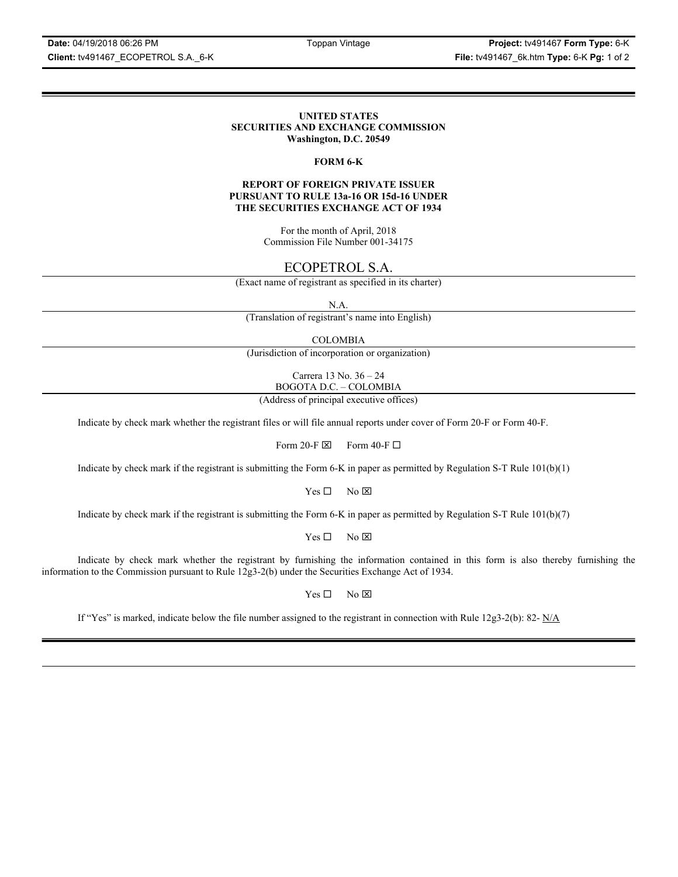# UNITED STATES
# SECURITIES AND EXCHANGE COMMISSION
**Washington, D.C. 20549**

**FORM 6-K**

**REPORT OF FOREIGN PRIVATE ISSUER PURSUANT TO RULE 13a-16 OR 15d-16 UNDER THE SECURITIES EXCHANGE ACT OF 1934**

For the month of April, 2018
Commission File Number 001-34175

ECOPETROL S.A.

(Exact name of registrant as specified in its charter)

N.A.

(Translation of registrant's name into English)

COLOMBIA

(Jurisdiction of incorporation or organization)

Carrera 13 No. 36 – 24
BOGOTA D.C. – COLOMBIA

(Address of principal executive offices)

Indicate by check mark whether the registrant files or will file annual reports under cover of Form 20-F or Form 40-F.

Form 20-F ☒ Form 40-F ☐

Indicate by check mark if the registrant is submitting the Form 6-K in paper as permitted by Regulation S-T Rule 101(b)(1)

Yes ☐ No ☒

Indicate by check mark if the registrant is submitting the Form 6-K in paper as permitted by Regulation S-T Rule 101(b)(7)

Yes ☐ No ☒

Indicate by check mark whether the registrant by furnishing the information contained in this form is also thereby furnishing the information to the Commission pursuant to Rule 12g3-2(b) under the Securities Exchange Act of 1934.

Yes ☐ No ☒

If "Yes" is marked, indicate below the file number assigned to the registrant in connection with Rule 12g3-2(b): 82- N/A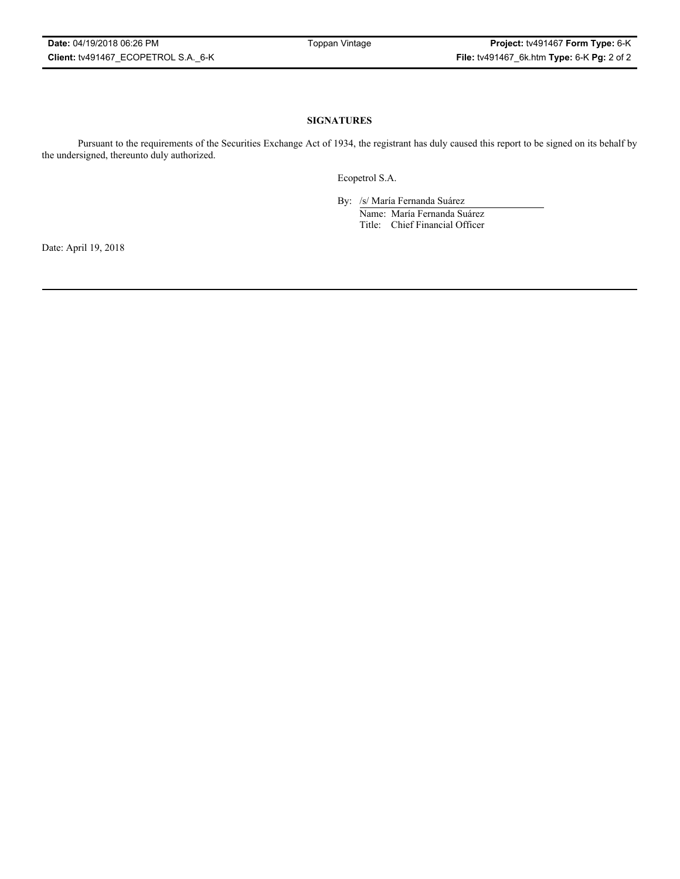## SIGNATURES

Pursuant to the requirements of the Securities Exchange Act of 1934, the registrant has duly caused this report to be signed on its behalf by the undersigned, thereunto duly authorized.

Ecopetrol S.A.

By: /s/ María Fernanda Suárez
Name: María Fernanda Suárez
Title: Chief Financial Officer

Date: April 19, 2018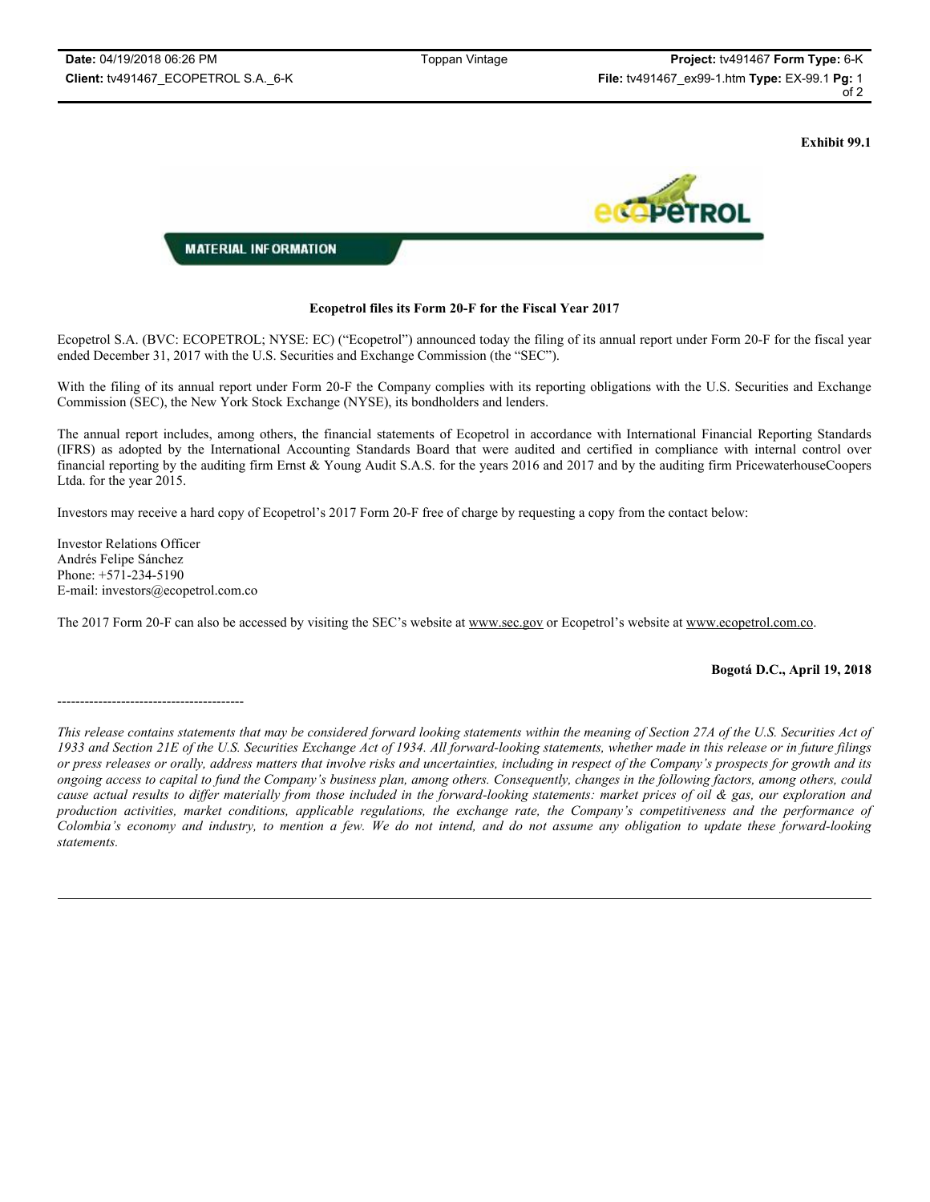**Exhibit 99.1**

**MATERIAL INFORMATION**

**Ecopetrol files its Form 20-F for the Fiscal Year 2017**

Ecopetrol S.A. (BVC: ECOPETROL; NYSE: EC) ("Ecopetrol") announced today the filing of its annual report under Form 20-F for the fiscal year ended December 31, 2017 with the U.S. Securities and Exchange Commission (the "SEC").

With the filing of its annual report under Form 20-F the Company complies with its reporting obligations with the U.S. Securities and Exchange Commission (SEC), the New York Stock Exchange (NYSE), its bondholders and lenders.

The annual report includes, among others, the financial statements of Ecopetrol in accordance with International Financial Reporting Standards (IFRS) as adopted by the International Accounting Standards Board that were audited and certified in compliance with internal control over financial reporting by the auditing firm Ernst & Young Audit S.A.S. for the years 2016 and 2017 and by the auditing firm PricewaterhouseCoopers Ltda. for the year 2015.

Investors may receive a hard copy of Ecopetrol's 2017 Form 20-F free of charge by requesting a copy from the contact below:

Investor Relations Officer
Andrés Felipe Sánchez
Phone: +571-234-5190
E-mail: investors@ecopetrol.com.co

The 2017 Form 20-F can also be accessed by visiting the SEC's website at www.sec.gov or Ecopetrol's website at www.ecopetrol.com.co.

**Bogotá D.C., April 19, 2018**

-----------------------------------------

*This release contains statements that may be considered forward looking statements within the meaning of Section 27A of the U.S. Securities Act of 1933 and Section 21E of the U.S. Securities Exchange Act of 1934. All forward-looking statements, whether made in this release or in future filings or press releases or orally, address matters that involve risks and uncertainties, including in respect of the Company's prospects for growth and its ongoing access to capital to fund the Company's business plan, among others. Consequently, changes in the following factors, among others, could cause actual results to differ materially from those included in the forward-looking statements: market prices of oil & gas, our exploration and production activities, market conditions, applicable regulations, the exchange rate, the Company's competitiveness and the performance of Colombia's economy and industry, to mention a few. We do not intend, and do not assume any obligation to update these forward-looking statements.*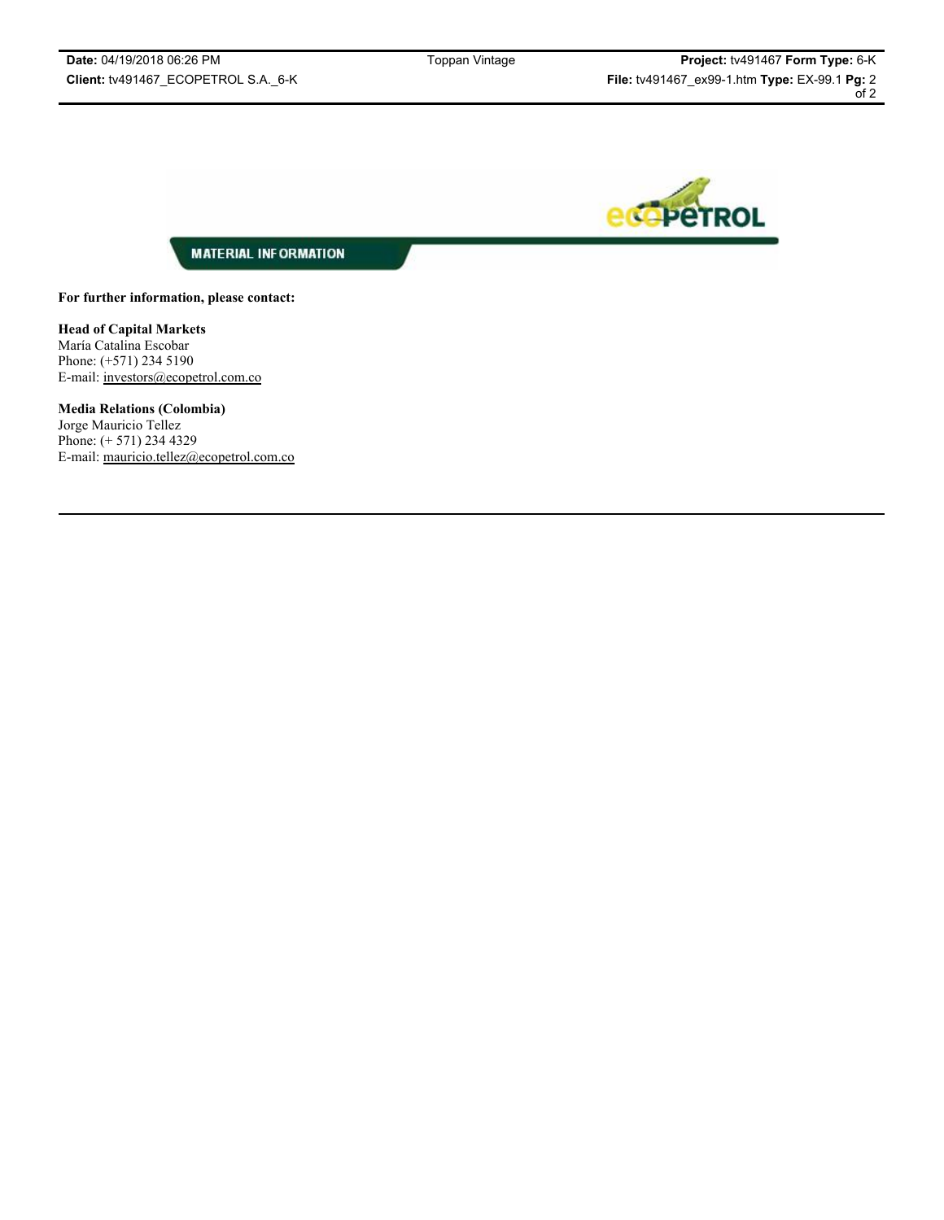MATERIAL INFORMATION

**For further information, please contact:**

**Head of Capital Markets**
María Catalina Escobar
Phone: (+571) 234 5190
E-mail: investors@ecopetrol.com.co

**Media Relations (Colombia)**
Jorge Mauricio Tellez
Phone: (+ 571) 234 4329
E-mail: mauricio.tellez@ecopetrol.com.co